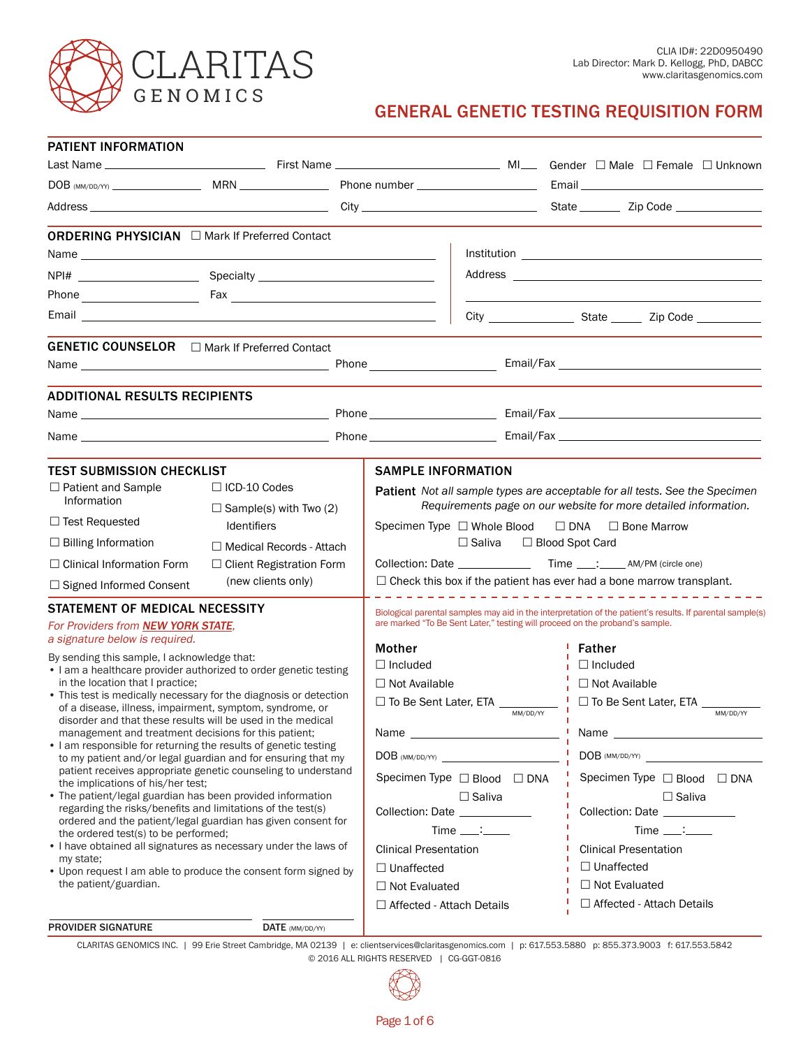CLARITAS GENOMICS

CLIA ID#: 22D0950490
Lab Director: Mark D. Kellogg, PhD, DABCC
www.claritasgenomics.com

# GENERAL GENETIC TESTING REQUISITION FORM

## PATIENT INFORMATION

Last Name ____________ First Name ____________ MI___ Gender ☐ Male ☐ Female ☐ Unknown

DOB (MM/DD/YY) ____________ MRN ____________ Phone number ____________ Email ____________

Address ____________ City ____________ State ______ Zip Code ____________

## ORDERING PHYSICIAN ☐ Mark If Preferred Contact

Name ____________

NPI# ____________ Specialty ____________

Phone ____________ Fax ____________

Email ____________

Institution ____________

Address ____________

City ____________ State ______ Zip Code ____________

## GENETIC COUNSELOR ☐ Mark If Preferred Contact

Name ____________ Phone ____________ Email/Fax ____________

## ADDITIONAL RESULTS RECIPIENTS

Name ____________ Phone ____________ Email/Fax ____________

Name ____________ Phone ____________ Email/Fax ____________

## TEST SUBMISSION CHECKLIST

- ☐ Patient and Sample Information
- ☐ Test Requested
- ☐ Billing Information
- ☐ Clinical Information Form
- ☐ Signed Informed Consent
- ☐ ICD-10 Codes
- ☐ Sample(s) with Two (2) Identifiers
- ☐ Medical Records - Attach
- ☐ Client Registration Form (new clients only)

## STATEMENT OF MEDICAL NECESSITY

*For Providers from **NEW YORK STATE**, a signature below is required.*

By sending this sample, I acknowledge that:

- I am a healthcare provider authorized to order genetic testing in the location that I practice;
- This test is medically necessary for the diagnosis or detection of a disease, illness, impairment, symptom, syndrome, or disorder and that these results will be used in the medical management and treatment decisions for this patient;
- I am responsible for returning the results of genetic testing to my patient and/or legal guardian and for ensuring that my patient receives appropriate genetic counseling to understand the implications of his/her test;
- The patient/legal guardian has been provided information regarding the risks/benefits and limitations of the test(s) ordered and the patient/legal guardian has given consent for the ordered test(s) to be performed;
- I have obtained all signatures as necessary under the laws of my state;
- Upon request I am able to produce the consent form signed by the patient/guardian.

PROVIDER SIGNATURE ____________ DATE (MM/DD/YY) ____________

## SAMPLE INFORMATION

**Patient** *Not all sample types are acceptable for all tests. See the Specimen Requirements page on our website for more detailed information.*

Specimen Type ☐ Whole Blood ☐ DNA ☐ Bone Marrow ☐ Saliva ☐ Blood Spot Card

Collection: Date ____________ Time ___:____ AM/PM (circle one)

☐ Check this box if the patient has ever had a bone marrow transplant.

Biological parental samples may aid in the interpretation of the patient's results. If parental sample(s) are marked "To Be Sent Later," testing will proceed on the proband's sample.

### Mother

- ☐ Included
- ☐ Not Available
- ☐ To Be Sent Later, ETA ____________ (MM/DD/YY)

Name ____________

DOB (MM/DD/YY) ____________

Specimen Type ☐ Blood ☐ DNA ☐ Saliva

Collection: Date ____________ Time ___:____

Clinical Presentation

- ☐ Unaffected
- ☐ Not Evaluated
- ☐ Affected - Attach Details

### Father

- ☐ Included
- ☐ Not Available
- ☐ To Be Sent Later, ETA ____________ (MM/DD/YY)

Name ____________

DOB (MM/DD/YY) ____________

Specimen Type ☐ Blood ☐ DNA ☐ Saliva

Collection: Date ____________ Time ___:____

Clinical Presentation

- ☐ Unaffected
- ☐ Not Evaluated
- ☐ Affected - Attach Details

CLARITAS GENOMICS INC. | 99 Erie Street Cambridge, MA 02139 | e: clientservices@claritasgenomics.com | p: 617.553.5880 p: 855.373.9003 f: 617.553.5842
© 2016 ALL RIGHTS RESERVED | CG-GGT-0816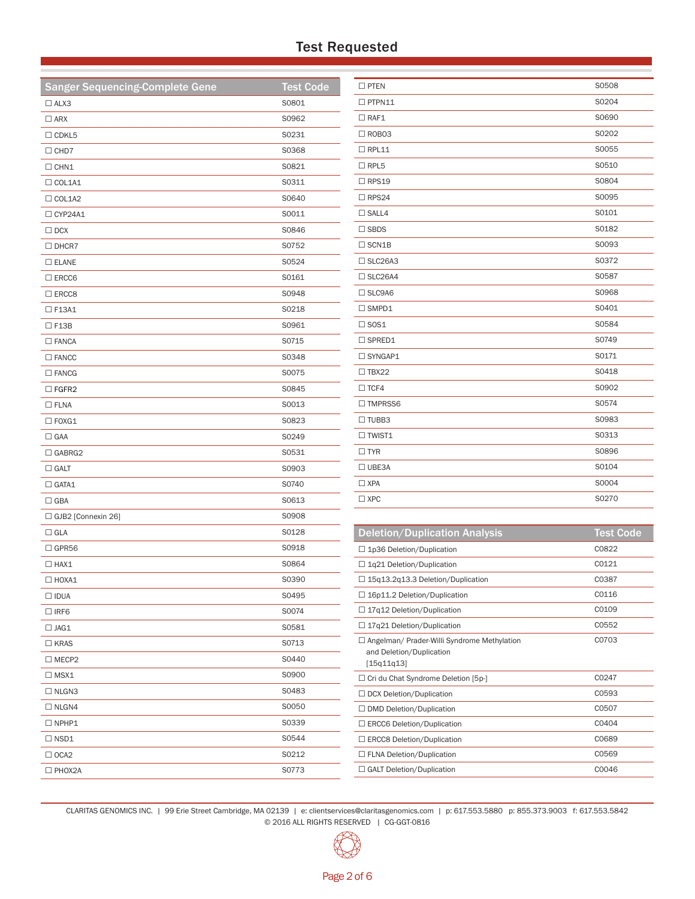## Test Requested

| Sanger Sequencing-Complete Gene | Test Code |
|---|---|
| ☐ ALX3 | S0801 |
| ☐ ARX | S0962 |
| ☐ CDKL5 | S0231 |
| ☐ CHD7 | S0368 |
| ☐ CHN1 | S0821 |
| ☐ COL1A1 | S0311 |
| ☐ COL1A2 | S0640 |
| ☐ CYP24A1 | S0011 |
| ☐ DCX | S0846 |
| ☐ DHCR7 | S0752 |
| ☐ ELANE | S0524 |
| ☐ ERCC6 | S0161 |
| ☐ ERCC8 | S0948 |
| ☐ F13A1 | S0218 |
| ☐ F13B | S0961 |
| ☐ FANCA | S0715 |
| ☐ FANCC | S0348 |
| ☐ FANCG | S0075 |
| ☐ FGFR2 | S0845 |
| ☐ FLNA | S0013 |
| ☐ FOXG1 | S0823 |
| ☐ GAA | S0249 |
| ☐ GABRG2 | S0531 |
| ☐ GALT | S0903 |
| ☐ GATA1 | S0740 |
| ☐ GBA | S0613 |
| ☐ GJB2 [Connexin 26] | S0908 |
| ☐ GLA | S0128 |
| ☐ GPR56 | S0918 |
| ☐ HAX1 | S0864 |
| ☐ HOXA1 | S0390 |
| ☐ IDUA | S0495 |
| ☐ IRF6 | S0074 |
| ☐ JAG1 | S0581 |
| ☐ KRAS | S0713 |
| ☐ MECP2 | S0440 |
| ☐ MSX1 | S0900 |
| ☐ NLGN3 | S0483 |
| ☐ NLGN4 | S0050 |
| ☐ NPHP1 | S0339 |
| ☐ NSD1 | S0544 |
| ☐ OCA2 | S0212 |
| ☐ PHOX2A | S0773 |
| ☐ PTEN | S0508 |
| ☐ PTPN11 | S0204 |
| ☐ RAF1 | S0690 |
| ☐ ROBO3 | S0202 |
| ☐ RPL11 | S0055 |
| ☐ RPL5 | S0510 |
| ☐ RPS19 | S0804 |
| ☐ RPS24 | S0095 |
| ☐ SALL4 | S0101 |
| ☐ SBDS | S0182 |
| ☐ SCN1B | S0093 |
| ☐ SLC26A3 | S0372 |
| ☐ SLC26A4 | S0587 |
| ☐ SLC9A6 | S0968 |
| ☐ SMPD1 | S0401 |
| ☐ SOS1 | S0584 |
| ☐ SPRED1 | S0749 |
| ☐ SYNGAP1 | S0171 |
| ☐ TBX22 | S0418 |
| ☐ TCF4 | S0902 |
| ☐ TMPRSS6 | S0574 |
| ☐ TUBB3 | S0983 |
| ☐ TWIST1 | S0313 |
| ☐ TYR | S0896 |
| ☐ UBE3A | S0104 |
| ☐ XPA | S0004 |
| ☐ XPC | S0270 |

| Deletion/Duplication Analysis | Test Code |
|---|---|
| ☐ 1p36 Deletion/Duplication | C0822 |
| ☐ 1q21 Deletion/Duplication | C0121 |
| ☐ 15q13.2q13.3 Deletion/Duplication | C0387 |
| ☐ 16p11.2 Deletion/Duplication | C0116 |
| ☐ 17q12 Deletion/Duplication | C0109 |
| ☐ 17q21 Deletion/Duplication | C0552 |
| ☐ Angelman/ Prader-Willi Syndrome Methylation and Deletion/Duplication [15q11q13] | C0703 |
| ☐ Cri du Chat Syndrome Deletion [5p-] | C0247 |
| ☐ DCX Deletion/Duplication | C0593 |
| ☐ DMD Deletion/Duplication | C0507 |
| ☐ ERCC6 Deletion/Duplication | C0404 |
| ☐ ERCC8 Deletion/Duplication | C0689 |
| ☐ FLNA Deletion/Duplication | C0569 |
| ☐ GALT Deletion/Duplication | C0046 |

CLARITAS GENOMICS INC. | 99 Erie Street Cambridge, MA 02139 | e: clientservices@claritasgenomics.com | p: 617.553.5880 p: 855.373.9003 f: 617.553.5842
© 2016 ALL RIGHTS RESERVED | CG-GGT-0816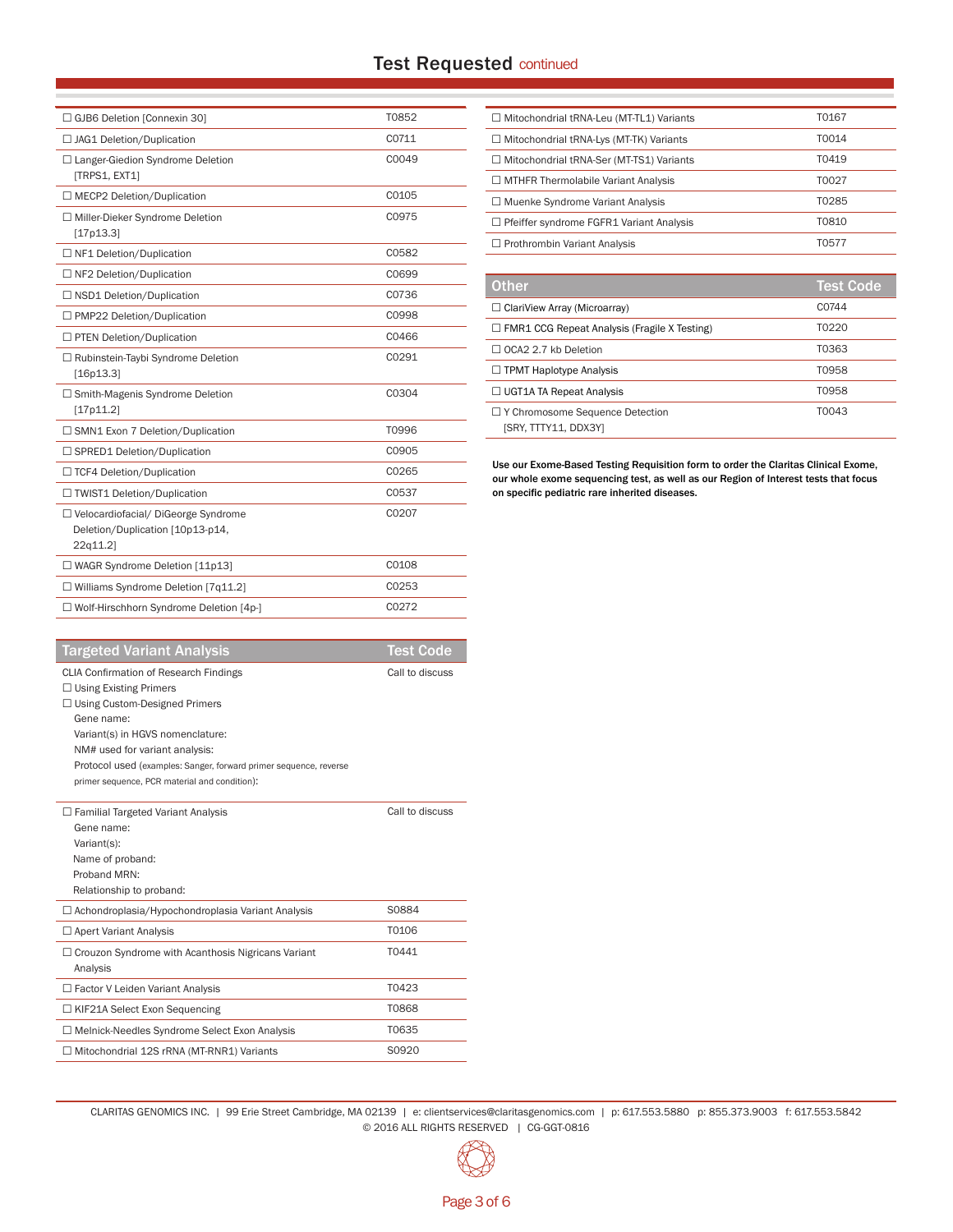# Test Requested continued

| Test | Test Code |
|---|---|
| ☐ GJB6 Deletion [Connexin 30] | T0852 |
| ☐ JAG1 Deletion/Duplication | C0711 |
| ☐ Langer-Giedion Syndrome Deletion [TRPS1, EXT1] | C0049 |
| ☐ MECP2 Deletion/Duplication | C0105 |
| ☐ Miller-Dieker Syndrome Deletion [17p13.3] | C0975 |
| ☐ NF1 Deletion/Duplication | C0582 |
| ☐ NF2 Deletion/Duplication | C0699 |
| ☐ NSD1 Deletion/Duplication | C0736 |
| ☐ PMP22 Deletion/Duplication | C0998 |
| ☐ PTEN Deletion/Duplication | C0466 |
| ☐ Rubinstein-Taybi Syndrome Deletion [16p13.3] | C0291 |
| ☐ Smith-Magenis Syndrome Deletion [17p11.2] | C0304 |
| ☐ SMN1 Exon 7 Deletion/Duplication | T0996 |
| ☐ SPRED1 Deletion/Duplication | C0905 |
| ☐ TCF4 Deletion/Duplication | C0265 |
| ☐ TWIST1 Deletion/Duplication | C0537 |
| ☐ Velocardiofacial/ DiGeorge Syndrome Deletion/Duplication [10p13-p14, 22q11.2] | C0207 |
| ☐ WAGR Syndrome Deletion [11p13] | C0108 |
| ☐ Williams Syndrome Deletion [7q11.2] | C0253 |
| ☐ Wolf-Hirschhorn Syndrome Deletion [4p-] | C0272 |

| Targeted Variant Analysis | Test Code |
|---|---|
| CLIA Confirmation of Research Findings<br>☐ Using Existing Primers<br>☐ Using Custom-Designed Primers<br>Gene name:<br>Variant(s) in HGVS nomenclature:<br>NM# used for variant analysis:<br>Protocol used (examples: Sanger, forward primer sequence, reverse primer sequence, PCR material and condition): | Call to discuss |
| ☐ Familial Targeted Variant Analysis<br>Gene name:<br>Variant(s):<br>Name of proband:<br>Proband MRN:<br>Relationship to proband: | Call to discuss |
| ☐ Achondroplasia/Hypochondroplasia Variant Analysis | S0884 |
| ☐ Apert Variant Analysis | T0106 |
| ☐ Crouzon Syndrome with Acanthosis Nigricans Variant Analysis | T0441 |
| ☐ Factor V Leiden Variant Analysis | T0423 |
| ☐ KIF21A Select Exon Sequencing | T0868 |
| ☐ Melnick-Needles Syndrome Select Exon Analysis | T0635 |
| ☐ Mitochondrial 12S rRNA (MT-RNR1) Variants | S0920 |
| ☐ Mitochondrial tRNA-Leu (MT-TL1) Variants | T0167 |
| ☐ Mitochondrial tRNA-Lys (MT-TK) Variants | T0014 |
| ☐ Mitochondrial tRNA-Ser (MT-TS1) Variants | T0419 |
| ☐ MTHFR Thermolabile Variant Analysis | T0027 |
| ☐ Muenke Syndrome Variant Analysis | T0285 |
| ☐ Pfeiffer syndrome FGFR1 Variant Analysis | T0810 |
| ☐ Prothrombin Variant Analysis | T0577 |

| Other | Test Code |
|---|---|
| ☐ ClariView Array (Microarray) | C0744 |
| ☐ FMR1 CCG Repeat Analysis (Fragile X Testing) | T0220 |
| ☐ OCA2 2.7 kb Deletion | T0363 |
| ☐ TPMT Haplotype Analysis | T0958 |
| ☐ UGT1A TA Repeat Analysis | T0958 |
| ☐ Y Chromosome Sequence Detection [SRY, TTTY11, DDX3Y] | T0043 |

**Use our Exome-Based Testing Requisition form to order the Claritas Clinical Exome, our whole exome sequencing test, as well as our Region of Interest tests that focus on specific pediatric rare inherited diseases.**

CLARITAS GENOMICS INC. | 99 Erie Street Cambridge, MA 02139 | e: clientservices@claritasgenomics.com | p: 617.553.5880 p: 855.373.9003 f: 617.553.5842
© 2016 ALL RIGHTS RESERVED | CG-GGT-0816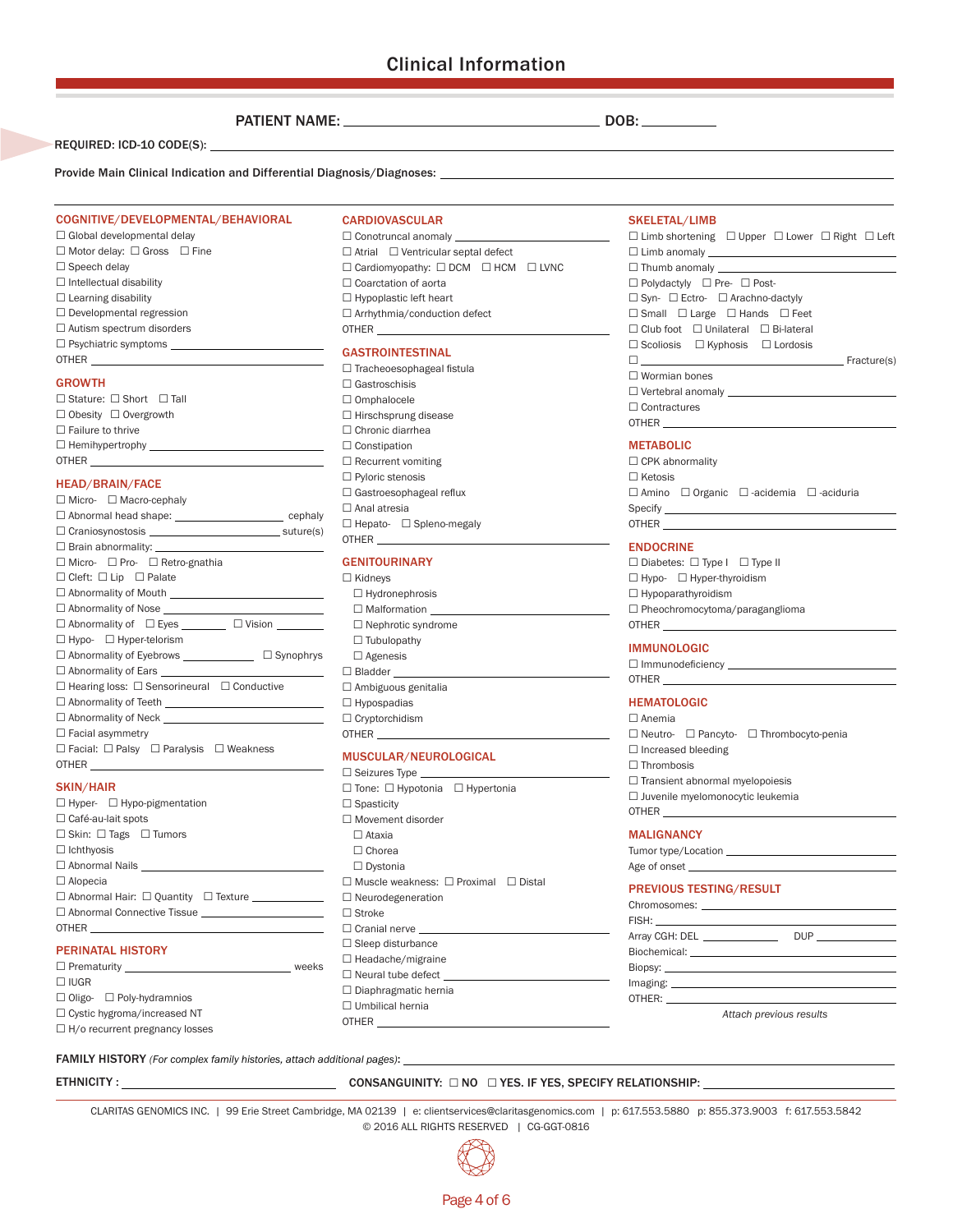# Clinical Information

**PATIENT NAME:** ______________________________ **DOB:** __________

**REQUIRED: ICD-10 CODE(S):** ______________________________

**Provide Main Clinical Indication and Differential Diagnosis/Diagnoses:** ______________________________

## COGNITIVE/DEVELOPMENTAL/BEHAVIORAL

- ☐ Global developmental delay
- ☐ Motor delay: ☐ Gross ☐ Fine
- ☐ Speech delay
- ☐ Intellectual disability
- ☐ Learning disability
- ☐ Developmental regression
- ☐ Autism spectrum disorders
- ☐ Psychiatric symptoms ______________

OTHER ______________

## GROWTH

- ☐ Stature: ☐ Short ☐ Tall
- ☐ Obesity ☐ Overgrowth
- ☐ Failure to thrive
- ☐ Hemihypertrophy ______________

OTHER ______________

## HEAD/BRAIN/FACE

- ☐ Micro- ☐ Macro-cephaly
- ☐ Abnormal head shape: ______________ cephaly
- ☐ Craniosynostosis ______________ suture(s)
- ☐ Brain abnormality: ______________
- ☐ Micro- ☐ Pro- ☐ Retro-gnathia
- ☐ Cleft: ☐ Lip ☐ Palate
- ☐ Abnormality of Mouth ______________
- ☐ Abnormality of Nose ______________
- ☐ Abnormality of ☐ Eyes ________ ☐ Vision ________
- ☐ Hypo- ☐ Hyper-telorism
- ☐ Abnormality of Eyebrows ________ ☐ Synophrys
- ☐ Abnormality of Ears ______________
- ☐ Hearing loss: ☐ Sensorineural ☐ Conductive
- ☐ Abnormality of Teeth ______________
- ☐ Abnormality of Neck ______________
- ☐ Facial asymmetry
- ☐ Facial: ☐ Palsy ☐ Paralysis ☐ Weakness

OTHER ______________

## SKIN/HAIR

- ☐ Hyper- ☐ Hypo-pigmentation
- ☐ Café-au-lait spots
- ☐ Skin: ☐ Tags ☐ Tumors
- ☐ Ichthyosis
- ☐ Abnormal Nails ______________
- ☐ Alopecia
- ☐ Abnormal Hair: ☐ Quantity ☐ Texture ________
- ☐ Abnormal Connective Tissue ______________

OTHER ______________

## PERINATAL HISTORY

- ☐ Prematurity ______________ weeks
- ☐ IUGR
- ☐ Oligo- ☐ Poly-hydramnios
- ☐ Cystic hygroma/increased NT
- ☐ H/o recurrent pregnancy losses

## CARDIOVASCULAR

- ☐ Conotruncal anomaly ______________
- ☐ Atrial ☐ Ventricular septal defect
- ☐ Cardiomyopathy: ☐ DCM ☐ HCM ☐ LVNC
- ☐ Coarctation of aorta
- ☐ Hypoplastic left heart
- ☐ Arrhythmia/conduction defect

OTHER ______________

## GASTROINTESTINAL

- ☐ Tracheoesophageal fistula
- ☐ Gastroschisis
- ☐ Omphalocele
- ☐ Hirschsprung disease
- ☐ Chronic diarrhea
- ☐ Constipation
- ☐ Recurrent vomiting
- ☐ Pyloric stenosis
- ☐ Gastroesophageal reflux
- ☐ Anal atresia
- ☐ Hepato- ☐ Spleno-megaly

OTHER ______________

## GENITOURINARY

- ☐ Kidneys
  - ☐ Hydronephrosis
  - ☐ Malformation ______________
  - ☐ Nephrotic syndrome
  - ☐ Tubulopathy
  - ☐ Agenesis
- ☐ Bladder ______________
- ☐ Ambiguous genitalia
- ☐ Hypospadias
- ☐ Cryptorchidism

OTHER ______________

## MUSCULAR/NEUROLOGICAL

- ☐ Seizures Type ______________
- ☐ Tone: ☐ Hypotonia ☐ Hypertonia
- ☐ Spasticity
- ☐ Movement disorder
  - ☐ Ataxia
  - ☐ Chorea
  - ☐ Dystonia
- ☐ Muscle weakness: ☐ Proximal ☐ Distal
- ☐ Neurodegeneration
- ☐ Stroke
- ☐ Cranial nerve ______________
- ☐ Sleep disturbance
- ☐ Headache/migraine
- ☐ Neural tube defect ______________
- ☐ Diaphragmatic hernia
- ☐ Umbilical hernia

OTHER ______________

## SKELETAL/LIMB

- ☐ Limb shortening ☐ Upper ☐ Lower ☐ Right ☐ Left
- ☐ Limb anomaly ______________
- ☐ Thumb anomaly ______________
- ☐ Polydactyly ☐ Pre- ☐ Post-
- ☐ Syn- ☐ Ectro- ☐ Arachno-dactyly
- ☐ Small ☐ Large ☐ Hands ☐ Feet
- ☐ Club foot ☐ Unilateral ☐ Bi-lateral
- ☐ Scoliosis ☐ Kyphosis ☐ Lordosis
- ☐ ______________ Fracture(s)
- ☐ Wormian bones
- ☐ Vertebral anomaly ______________
- ☐ Contractures

OTHER ______________

## METABOLIC

- ☐ CPK abnormality
- ☐ Ketosis
- ☐ Amino ☐ Organic ☐ -acidemia ☐ -aciduria

Specify ______________

OTHER ______________

## ENDOCRINE

- ☐ Diabetes: ☐ Type I ☐ Type II
- ☐ Hypo- ☐ Hyper-thyroidism
- ☐ Hypoparathyroidism
- ☐ Pheochromocytoma/paraganglioma

OTHER ______________

## IMMUNOLOGIC

- ☐ Immunodeficiency ______________

OTHER ______________

## HEMATOLOGIC

- ☐ Anemia
- ☐ Neutro- ☐ Pancyto- ☐ Thrombocyto-penia
- ☐ Increased bleeding
- ☐ Thrombosis
- ☐ Transient abnormal myelopoiesis
- ☐ Juvenile myelomonocytic leukemia

OTHER ______________

## MALIGNANCY

Tumor type/Location ______________

Age of onset ______________

## PREVIOUS TESTING/RESULT

Chromosomes: ______________

FISH: ______________

Array CGH: DEL ________ DUP ________

Biochemical: ______________

Biopsy: ______________

Imaging: ______________

OTHER: ______________

*Attach previous results*

**FAMILY HISTORY** *(For complex family histories, attach additional pages)*: ______________

**ETHNICITY :** ______________ **CONSANGUINITY:** ☐ **NO** ☐ **YES. IF YES, SPECIFY RELATIONSHIP:** ______________

CLARITAS GENOMICS INC. | 99 Erie Street Cambridge, MA 02139 | e: clientservices@claritasgenomics.com | p: 617.553.5880 p: 855.373.9003 f: 617.553.5842

© 2016 ALL RIGHTS RESERVED | CG-GGT-0816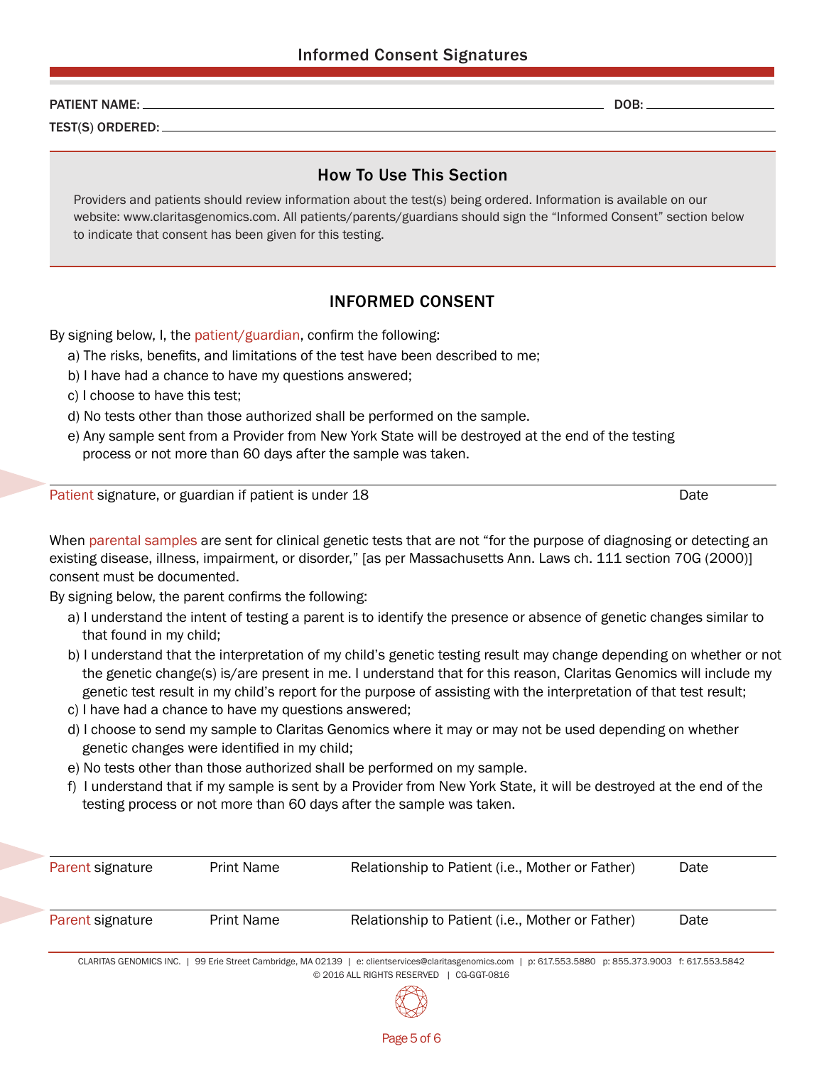# Informed Consent Signatures

PATIENT NAME: ______________________________ DOB: ______________

TEST(S) ORDERED: ______________________________

## How To Use This Section

Providers and patients should review information about the test(s) being ordered. Information is available on our website: www.claritasgenomics.com. All patients/parents/guardians should sign the "Informed Consent" section below to indicate that consent has been given for this testing.

## INFORMED CONSENT

By signing below, I, the patient/guardian, confirm the following:

a) The risks, benefits, and limitations of the test have been described to me;
b) I have had a chance to have my questions answered;
c) I choose to have this test;
d) No tests other than those authorized shall be performed on the sample.
e) Any sample sent from a Provider from New York State will be destroyed at the end of the testing process or not more than 60 days after the sample was taken.

______________________________________________________________

Patient signature, or guardian if patient is under 18 &nbsp;&nbsp;&nbsp;&nbsp; Date

When parental samples are sent for clinical genetic tests that are not "for the purpose of diagnosing or detecting an existing disease, illness, impairment, or disorder," [as per Massachusetts Ann. Laws ch. 111 section 70G (2000)] consent must be documented.

By signing below, the parent confirms the following:

a) I understand the intent of testing a parent is to identify the presence or absence of genetic changes similar to that found in my child;
b) I understand that the interpretation of my child's genetic testing result may change depending on whether or not the genetic change(s) is/are present in me. I understand that for this reason, Claritas Genomics will include my genetic test result in my child's report for the purpose of assisting with the interpretation of that test result;
c) I have had a chance to have my questions answered;
d) I choose to send my sample to Claritas Genomics where it may or may not be used depending on whether genetic changes were identified in my child;
e) No tests other than those authorized shall be performed on my sample.
f) I understand that if my sample is sent by a Provider from New York State, it will be destroyed at the end of the testing process or not more than 60 days after the sample was taken.

______________________________________________________________

Parent signature &nbsp;&nbsp;&nbsp;&nbsp; Print Name &nbsp;&nbsp;&nbsp;&nbsp; Relationship to Patient (i.e., Mother or Father) &nbsp;&nbsp;&nbsp;&nbsp; Date

______________________________________________________________

Parent signature &nbsp;&nbsp;&nbsp;&nbsp; Print Name &nbsp;&nbsp;&nbsp;&nbsp; Relationship to Patient (i.e., Mother or Father) &nbsp;&nbsp;&nbsp;&nbsp; Date

CLARITAS GENOMICS INC. | 99 Erie Street Cambridge, MA 02139 | e: clientservices@claritasgenomics.com | p: 617.553.5880 p: 855.373.9003 f: 617.553.5842
© 2016 ALL RIGHTS RESERVED | CG-GGT-0816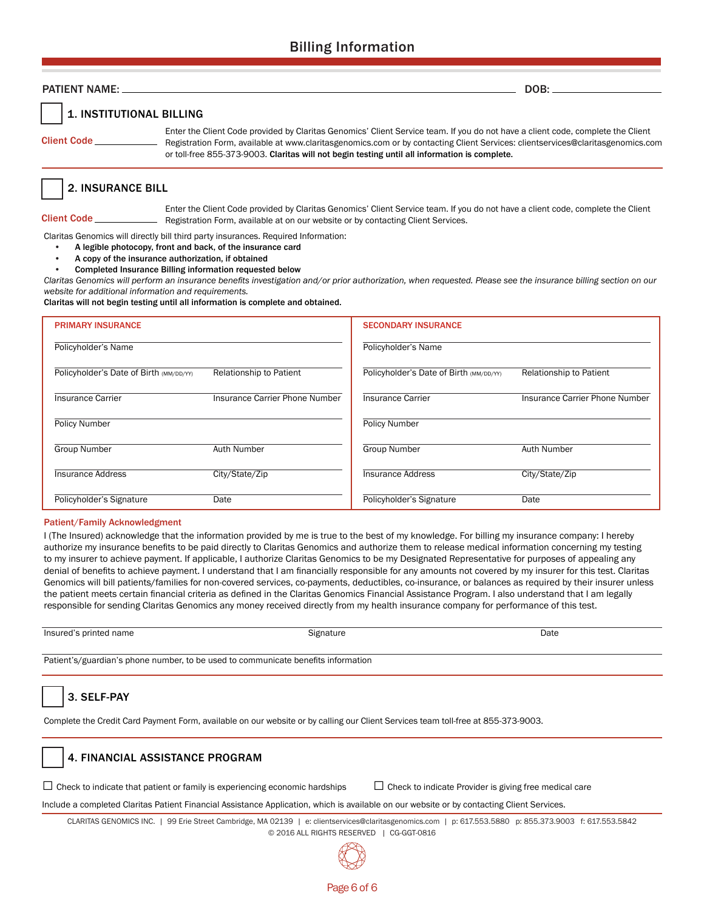# Billing Information

PATIENT NAME: ________________________________________ DOB: ____________

## ☐ 1. INSTITUTIONAL BILLING

**Client Code** ____________

Enter the Client Code provided by Claritas Genomics' Client Service team. If you do not have a client code, complete the Client Registration Form, available at www.claritasgenomics.com or by contacting Client Services: clientservices@claritasgenomics.com or toll-free 855-373-9003. **Claritas will not begin testing until all information is complete.**

## ☐ 2. INSURANCE BILL

**Client Code** ____________

Enter the Client Code provided by Claritas Genomics' Client Service team. If you do not have a client code, complete the Client Registration Form, available at on our website or by contacting Client Services.

Claritas Genomics will directly bill third party insurances. Required Information:

- **A legible photocopy, front and back, of the insurance card**
- **A copy of the insurance authorization, if obtained**
- **Completed Insurance Billing information requested below**

*Claritas Genomics will perform an insurance benefits investigation and/or prior authorization, when requested. Please see the insurance billing section on our website for additional information and requirements.*

**Claritas will not begin testing until all information is complete and obtained.**

| PRIMARY INSURANCE | | SECONDARY INSURANCE | |
|---|---|---|---|
| Policyholder's Name | | Policyholder's Name | |
| Policyholder's Date of Birth (MM/DD/YY) | Relationship to Patient | Policyholder's Date of Birth (MM/DD/YY) | Relationship to Patient |
| Insurance Carrier | Insurance Carrier Phone Number | Insurance Carrier | Insurance Carrier Phone Number |
| Policy Number | | Policy Number | |
| Group Number | Auth Number | Group Number | Auth Number |
| Insurance Address | City/State/Zip | Insurance Address | City/State/Zip |
| Policyholder's Signature | Date | Policyholder's Signature | Date |

**Patient/Family Acknowledgment**

I (The Insured) acknowledge that the information provided by me is true to the best of my knowledge. For billing my insurance company: I hereby authorize my insurance benefits to be paid directly to Claritas Genomics and authorize them to release medical information concerning my testing to my insurer to achieve payment. If applicable, I authorize Claritas Genomics to be my Designated Representative for purposes of appealing any denial of benefits to achieve payment. I understand that I am financially responsible for any amounts not covered by my insurer for this test. Claritas Genomics will bill patients/families for non-covered services, co-payments, deductibles, co-insurance, or balances as required by their insurer unless the patient meets certain financial criteria as defined in the Claritas Genomics Financial Assistance Program. I also understand that I am legally responsible for sending Claritas Genomics any money received directly from my health insurance company for performance of this test.

Insured's printed name ____________ Signature ____________ Date ____________

Patient's/guardian's phone number, to be used to communicate benefits information ____________

## ☐ 3. SELF-PAY

Complete the Credit Card Payment Form, available on our website or by calling our Client Services team toll-free at 855-373-9003.

## ☐ 4. FINANCIAL ASSISTANCE PROGRAM

☐ Check to indicate that patient or family is experiencing economic hardships

☐ Check to indicate Provider is giving free medical care

Include a completed Claritas Patient Financial Assistance Application, which is available on our website or by contacting Client Services.

CLARITAS GENOMICS INC. | 99 Erie Street Cambridge, MA 02139 | e: clientservices@claritasgenomics.com | p: 617.553.5880 p: 855.373.9003 f: 617.553.5842

© 2016 ALL RIGHTS RESERVED | CG-GGT-0816